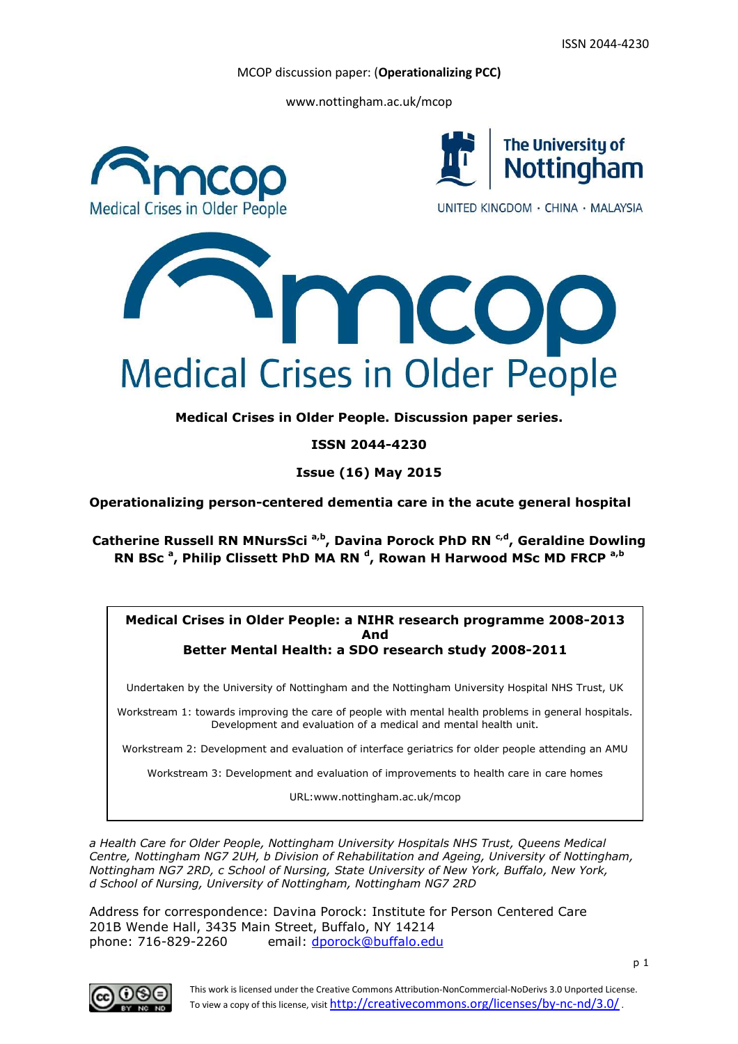ISSN 2044-4230

MCOP discussion paper: (**Operationalizing PCC**)

www.nottingham.ac.uk/mcop

**Medical Crises in Older People. Discussion paper series.**

**ISSN 2044-4230**

**Issue (16) May 2015**

# Operationalizing person-centered dementia care in the acute general hospital

**Catherine Russell RN MNursSci [a,b], Davina Porock PhD RN [c,d], Geraldine Dowling RN BSc [a], Philip Clissett PhD MA RN [d], Rowan H Harwood MSc MD FRCP [a,b]**

> **Medical Crises in Older People: a NIHR research programme 2008-2013**
> **And**
> **Better Mental Health: a SDO research study 2008-2011**
>
> Undertaken by the University of Nottingham and the Nottingham University Hospital NHS Trust, UK
>
> Workstream 1: towards improving the care of people with mental health problems in general hospitals. Development and evaluation of a medical and mental health unit.
>
> Workstream 2: Development and evaluation of interface geriatrics for older people attending an AMU
>
> Workstream 3: Development and evaluation of improvements to health care in care homes
>
> URL:www.nottingham.ac.uk/mcop

*a Health Care for Older People, Nottingham University Hospitals NHS Trust, Queens Medical Centre, Nottingham NG7 2UH, b Division of Rehabilitation and Ageing, University of Nottingham, Nottingham NG7 2RD, c School of Nursing, State University of New York, Buffalo, New York, d School of Nursing, University of Nottingham, Nottingham NG7 2RD*

Address for correspondence: Davina Porock: Institute for Person Centered Care 201B Wende Hall, 3435 Main Street, Buffalo, NY 14214
phone: 716-829-2260 email: dporock@buffalo.edu

This work is licensed under the Creative Commons Attribution-NonCommercial-NoDerivs 3.0 Unported License. To view a copy of this license, visit http://creativecommons.org/licenses/by-nc-nd/3.0/ .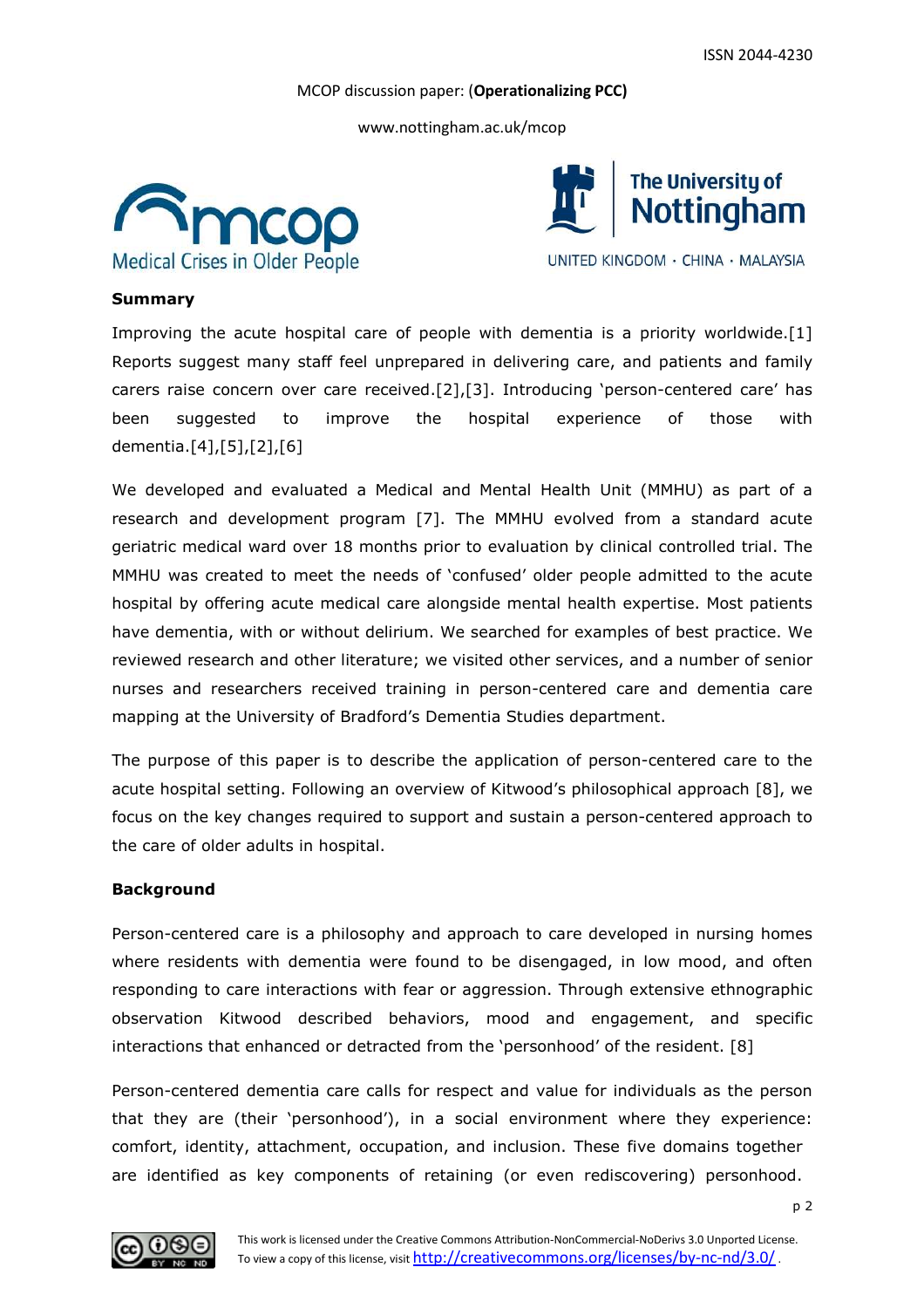## Summary

Improving the acute hospital care of people with dementia is a priority worldwide.[1] Reports suggest many staff feel unprepared in delivering care, and patients and family carers raise concern over care received.[2],[3]. Introducing 'person-centered care' has been suggested to improve the hospital experience of those with dementia.[4],[5],[2],[6]

We developed and evaluated a Medical and Mental Health Unit (MMHU) as part of a research and development program [7]. The MMHU evolved from a standard acute geriatric medical ward over 18 months prior to evaluation by clinical controlled trial. The MMHU was created to meet the needs of 'confused' older people admitted to the acute hospital by offering acute medical care alongside mental health expertise. Most patients have dementia, with or without delirium. We searched for examples of best practice. We reviewed research and other literature; we visited other services, and a number of senior nurses and researchers received training in person-centered care and dementia care mapping at the University of Bradford's Dementia Studies department.

The purpose of this paper is to describe the application of person-centered care to the acute hospital setting. Following an overview of Kitwood's philosophical approach [8], we focus on the key changes required to support and sustain a person-centered approach to the care of older adults in hospital.

## Background

Person-centered care is a philosophy and approach to care developed in nursing homes where residents with dementia were found to be disengaged, in low mood, and often responding to care interactions with fear or aggression. Through extensive ethnographic observation Kitwood described behaviors, mood and engagement, and specific interactions that enhanced or detracted from the 'personhood' of the resident. [8]

Person-centered dementia care calls for respect and value for individuals as the person that they are (their 'personhood'), in a social environment where they experience: comfort, identity, attachment, occupation, and inclusion. These five domains together are identified as key components of retaining (or even rediscovering) personhood.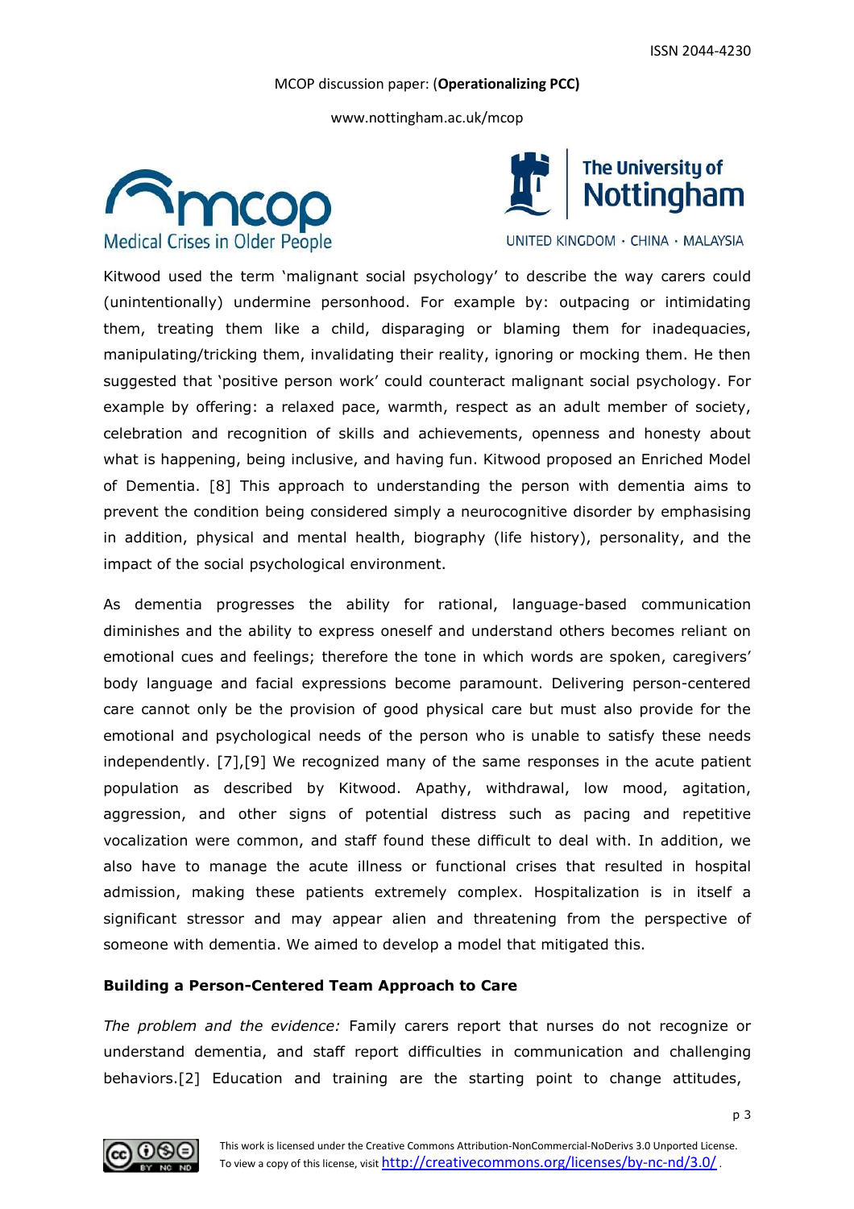Kitwood used the term 'malignant social psychology' to describe the way carers could (unintentionally) undermine personhood. For example by: outpacing or intimidating them, treating them like a child, disparaging or blaming them for inadequacies, manipulating/tricking them, invalidating their reality, ignoring or mocking them. He then suggested that 'positive person work' could counteract malignant social psychology. For example by offering: a relaxed pace, warmth, respect as an adult member of society, celebration and recognition of skills and achievements, openness and honesty about what is happening, being inclusive, and having fun. Kitwood proposed an Enriched Model of Dementia. [8] This approach to understanding the person with dementia aims to prevent the condition being considered simply a neurocognitive disorder by emphasising in addition, physical and mental health, biography (life history), personality, and the impact of the social psychological environment.

As dementia progresses the ability for rational, language-based communication diminishes and the ability to express oneself and understand others becomes reliant on emotional cues and feelings; therefore the tone in which words are spoken, caregivers' body language and facial expressions become paramount. Delivering person-centered care cannot only be the provision of good physical care but must also provide for the emotional and psychological needs of the person who is unable to satisfy these needs independently. [7],[9] We recognized many of the same responses in the acute patient population as described by Kitwood. Apathy, withdrawal, low mood, agitation, aggression, and other signs of potential distress such as pacing and repetitive vocalization were common, and staff found these difficult to deal with. In addition, we also have to manage the acute illness or functional crises that resulted in hospital admission, making these patients extremely complex. Hospitalization is in itself a significant stressor and may appear alien and threatening from the perspective of someone with dementia. We aimed to develop a model that mitigated this.

**Building a Person-Centered Team Approach to Care**

*The problem and the evidence:* Family carers report that nurses do not recognize or understand dementia, and staff report difficulties in communication and challenging behaviors.[2] Education and training are the starting point to change attitudes,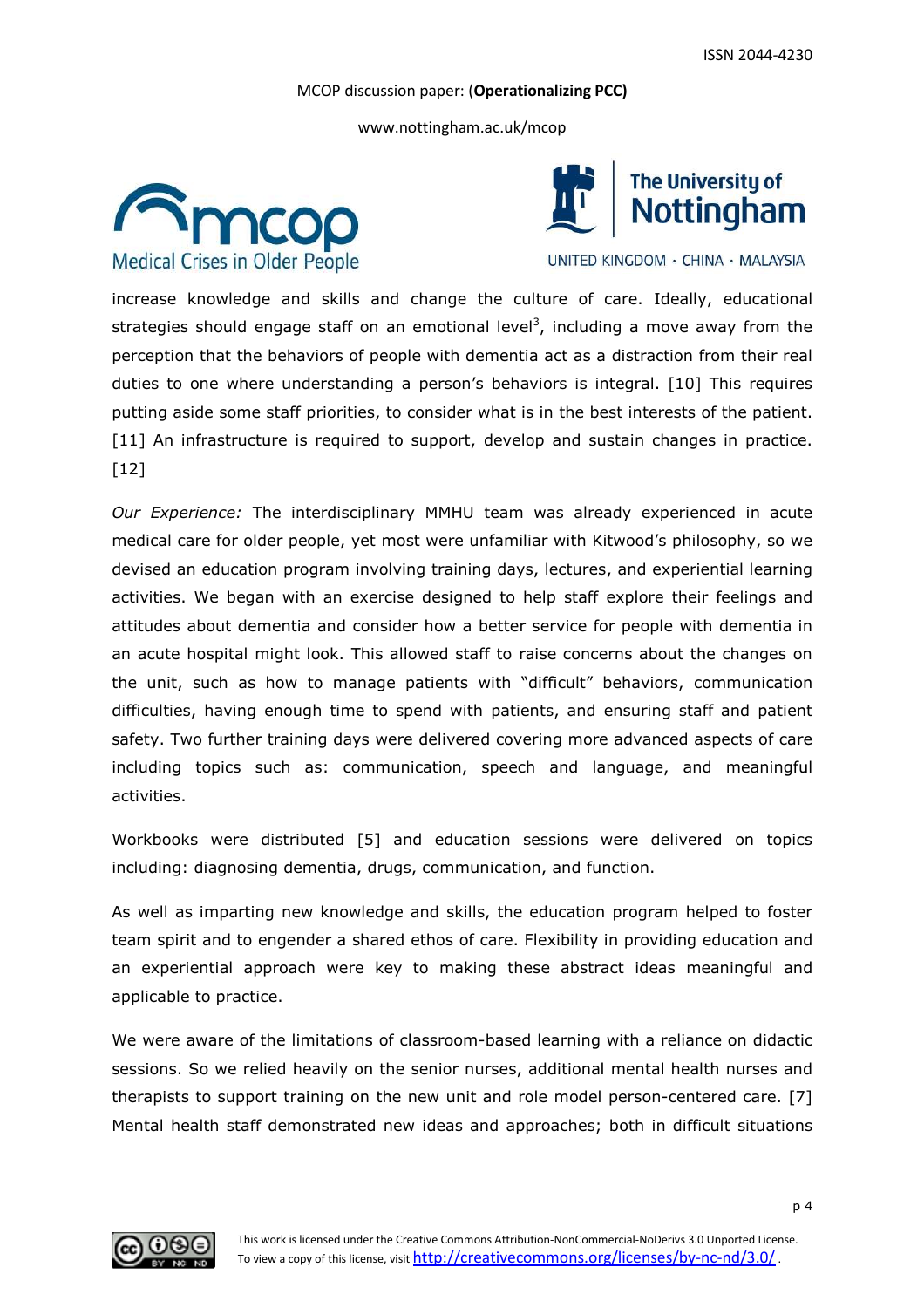increase knowledge and skills and change the culture of care. Ideally, educational strategies should engage staff on an emotional level[3], including a move away from the perception that the behaviors of people with dementia act as a distraction from their real duties to one where understanding a person's behaviors is integral. [10] This requires putting aside some staff priorities, to consider what is in the best interests of the patient. [11] An infrastructure is required to support, develop and sustain changes in practice. [12]

*Our Experience:* The interdisciplinary MMHU team was already experienced in acute medical care for older people, yet most were unfamiliar with Kitwood's philosophy, so we devised an education program involving training days, lectures, and experiential learning activities. We began with an exercise designed to help staff explore their feelings and attitudes about dementia and consider how a better service for people with dementia in an acute hospital might look. This allowed staff to raise concerns about the changes on the unit, such as how to manage patients with "difficult" behaviors, communication difficulties, having enough time to spend with patients, and ensuring staff and patient safety. Two further training days were delivered covering more advanced aspects of care including topics such as: communication, speech and language, and meaningful activities.

Workbooks were distributed [5] and education sessions were delivered on topics including: diagnosing dementia, drugs, communication, and function.

As well as imparting new knowledge and skills, the education program helped to foster team spirit and to engender a shared ethos of care. Flexibility in providing education and an experiential approach were key to making these abstract ideas meaningful and applicable to practice.

We were aware of the limitations of classroom-based learning with a reliance on didactic sessions. So we relied heavily on the senior nurses, additional mental health nurses and therapists to support training on the new unit and role model person-centered care. [7] Mental health staff demonstrated new ideas and approaches; both in difficult situations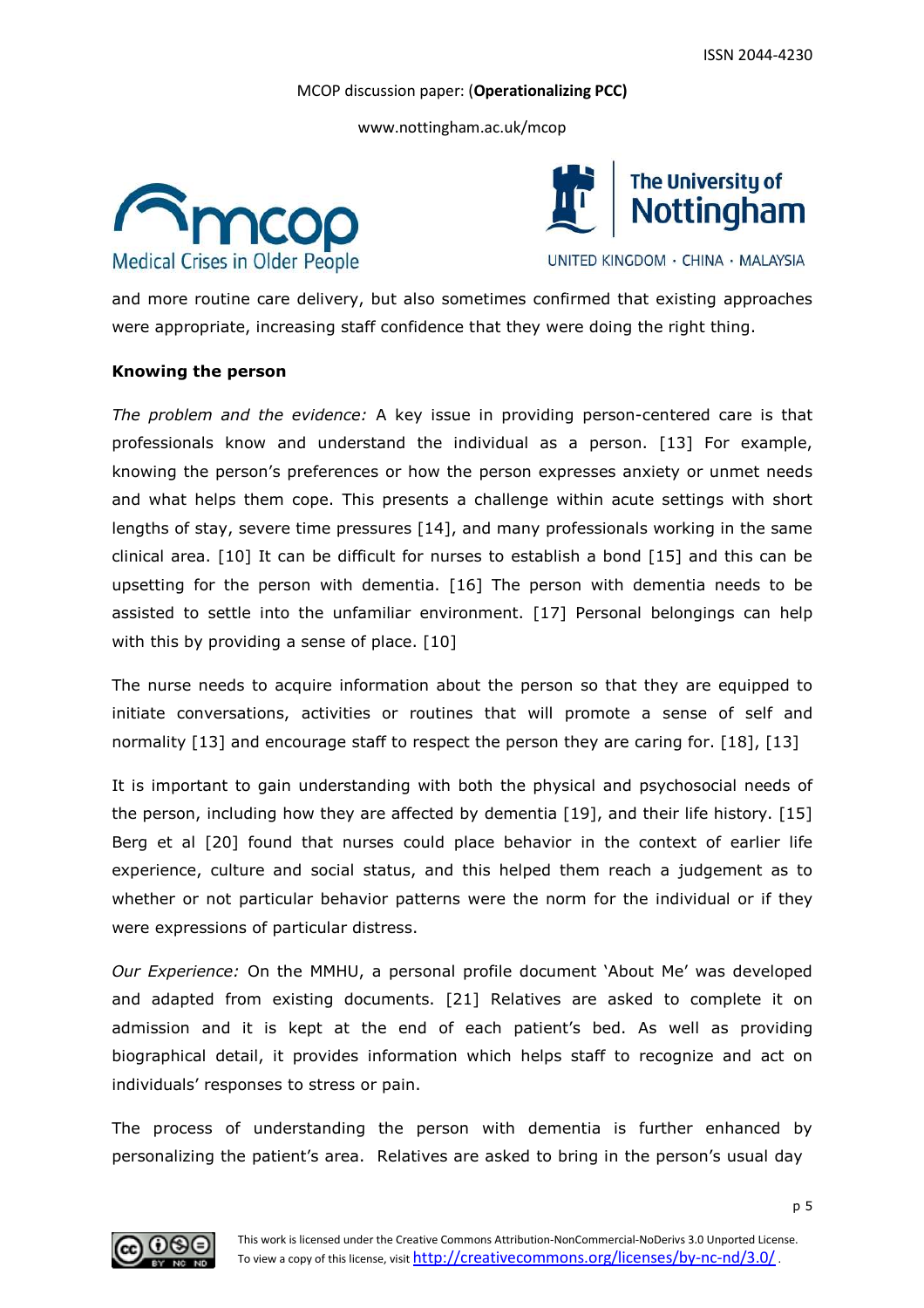and more routine care delivery, but also sometimes confirmed that existing approaches were appropriate, increasing staff confidence that they were doing the right thing.

**Knowing the person**

*The problem and the evidence:* A key issue in providing person-centered care is that professionals know and understand the individual as a person. [13] For example, knowing the person's preferences or how the person expresses anxiety or unmet needs and what helps them cope. This presents a challenge within acute settings with short lengths of stay, severe time pressures [14], and many professionals working in the same clinical area. [10] It can be difficult for nurses to establish a bond [15] and this can be upsetting for the person with dementia. [16] The person with dementia needs to be assisted to settle into the unfamiliar environment. [17] Personal belongings can help with this by providing a sense of place. [10]

The nurse needs to acquire information about the person so that they are equipped to initiate conversations, activities or routines that will promote a sense of self and normality [13] and encourage staff to respect the person they are caring for. [18], [13]

It is important to gain understanding with both the physical and psychosocial needs of the person, including how they are affected by dementia [19], and their life history. [15] Berg et al [20] found that nurses could place behavior in the context of earlier life experience, culture and social status, and this helped them reach a judgement as to whether or not particular behavior patterns were the norm for the individual or if they were expressions of particular distress.

*Our Experience:* On the MMHU, a personal profile document 'About Me' was developed and adapted from existing documents. [21] Relatives are asked to complete it on admission and it is kept at the end of each patient's bed. As well as providing biographical detail, it provides information which helps staff to recognize and act on individuals' responses to stress or pain.

The process of understanding the person with dementia is further enhanced by personalizing the patient's area. Relatives are asked to bring in the person's usual day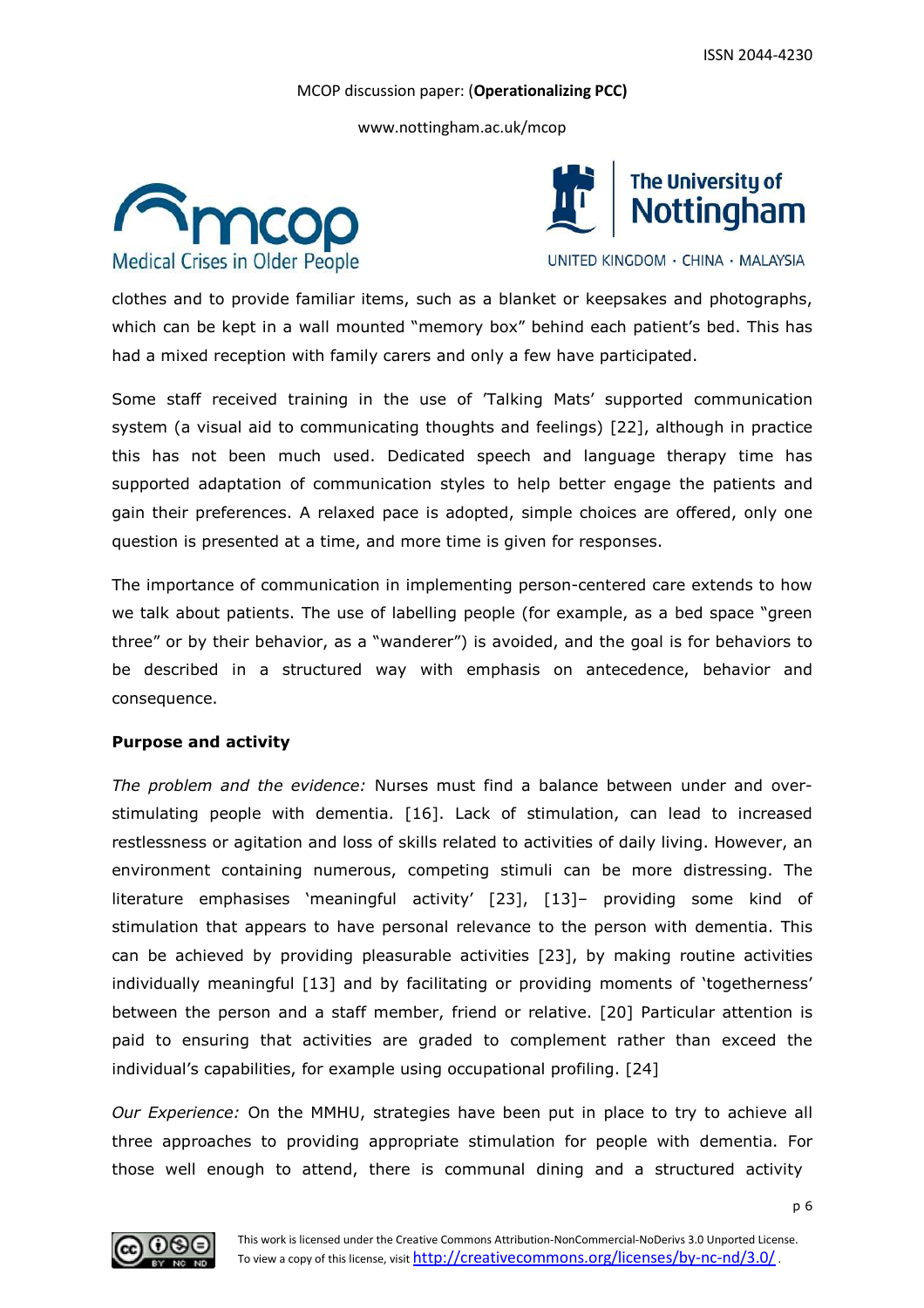clothes and to provide familiar items, such as a blanket or keepsakes and photographs, which can be kept in a wall mounted "memory box" behind each patient's bed. This has had a mixed reception with family carers and only a few have participated.

Some staff received training in the use of 'Talking Mats' supported communication system (a visual aid to communicating thoughts and feelings) [22], although in practice this has not been much used. Dedicated speech and language therapy time has supported adaptation of communication styles to help better engage the patients and gain their preferences. A relaxed pace is adopted, simple choices are offered, only one question is presented at a time, and more time is given for responses.

The importance of communication in implementing person-centered care extends to how we talk about patients. The use of labelling people (for example, as a bed space "green three" or by their behavior, as a "wanderer") is avoided, and the goal is for behaviors to be described in a structured way with emphasis on antecedence, behavior and consequence.

**Purpose and activity**

*The problem and the evidence:* Nurses must find a balance between under and over-stimulating people with dementia. [16]. Lack of stimulation, can lead to increased restlessness or agitation and loss of skills related to activities of daily living. However, an environment containing numerous, competing stimuli can be more distressing. The literature emphasises 'meaningful activity' [23], [13]– providing some kind of stimulation that appears to have personal relevance to the person with dementia. This can be achieved by providing pleasurable activities [23], by making routine activities individually meaningful [13] and by facilitating or providing moments of 'togetherness' between the person and a staff member, friend or relative. [20] Particular attention is paid to ensuring that activities are graded to complement rather than exceed the individual's capabilities, for example using occupational profiling. [24]

*Our Experience:* On the MMHU, strategies have been put in place to try to achieve all three approaches to providing appropriate stimulation for people with dementia. For those well enough to attend, there is communal dining and a structured activity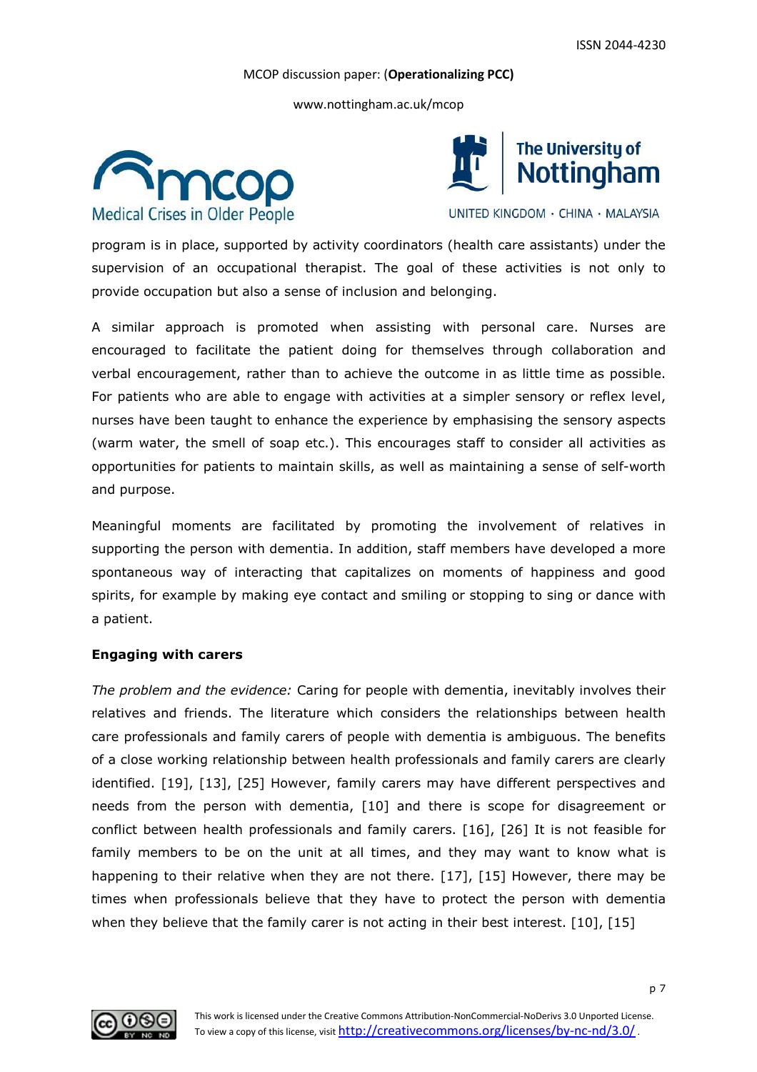program is in place, supported by activity coordinators (health care assistants) under the supervision of an occupational therapist. The goal of these activities is not only to provide occupation but also a sense of inclusion and belonging.

A similar approach is promoted when assisting with personal care. Nurses are encouraged to facilitate the patient doing for themselves through collaboration and verbal encouragement, rather than to achieve the outcome in as little time as possible. For patients who are able to engage with activities at a simpler sensory or reflex level, nurses have been taught to enhance the experience by emphasising the sensory aspects (warm water, the smell of soap etc.). This encourages staff to consider all activities as opportunities for patients to maintain skills, as well as maintaining a sense of self-worth and purpose.

Meaningful moments are facilitated by promoting the involvement of relatives in supporting the person with dementia. In addition, staff members have developed a more spontaneous way of interacting that capitalizes on moments of happiness and good spirits, for example by making eye contact and smiling or stopping to sing or dance with a patient.

**Engaging with carers**

*The problem and the evidence:* Caring for people with dementia, inevitably involves their relatives and friends. The literature which considers the relationships between health care professionals and family carers of people with dementia is ambiguous. The benefits of a close working relationship between health professionals and family carers are clearly identified. [19], [13], [25] However, family carers may have different perspectives and needs from the person with dementia, [10] and there is scope for disagreement or conflict between health professionals and family carers. [16], [26] It is not feasible for family members to be on the unit at all times, and they may want to know what is happening to their relative when they are not there. [17], [15] However, there may be times when professionals believe that they have to protect the person with dementia when they believe that the family carer is not acting in their best interest. [10], [15]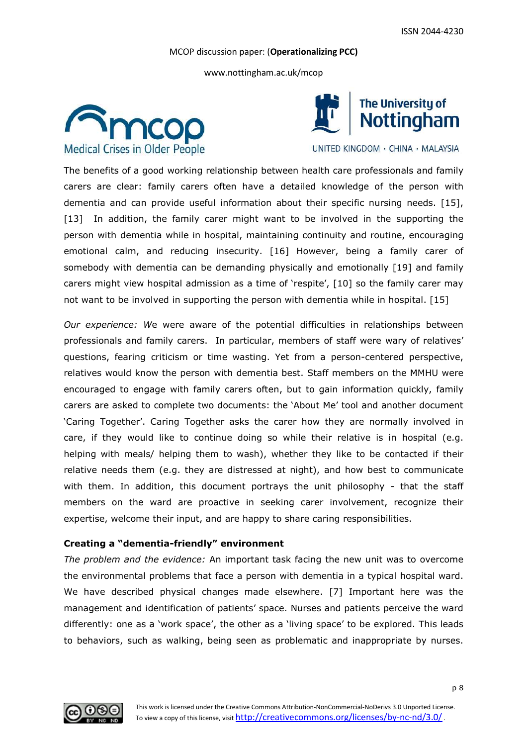The benefits of a good working relationship between health care professionals and family carers are clear: family carers often have a detailed knowledge of the person with dementia and can provide useful information about their specific nursing needs. [15], [13] In addition, the family carer might want to be involved in the supporting the person with dementia while in hospital, maintaining continuity and routine, encouraging emotional calm, and reducing insecurity. [16] However, being a family carer of somebody with dementia can be demanding physically and emotionally [19] and family carers might view hospital admission as a time of 'respite', [10] so the family carer may not want to be involved in supporting the person with dementia while in hospital. [15]

*Our experience:* We were aware of the potential difficulties in relationships between professionals and family carers. In particular, members of staff were wary of relatives' questions, fearing criticism or time wasting. Yet from a person-centered perspective, relatives would know the person with dementia best. Staff members on the MMHU were encouraged to engage with family carers often, but to gain information quickly, family carers are asked to complete two documents: the 'About Me' tool and another document 'Caring Together'. Caring Together asks the carer how they are normally involved in care, if they would like to continue doing so while their relative is in hospital (e.g. helping with meals/ helping them to wash), whether they like to be contacted if their relative needs them (e.g. they are distressed at night), and how best to communicate with them. In addition, this document portrays the unit philosophy - that the staff members on the ward are proactive in seeking carer involvement, recognize their expertise, welcome their input, and are happy to share caring responsibilities.

**Creating a "dementia-friendly" environment**

*The problem and the evidence:* An important task facing the new unit was to overcome the environmental problems that face a person with dementia in a typical hospital ward. We have described physical changes made elsewhere. [7] Important here was the management and identification of patients' space. Nurses and patients perceive the ward differently: one as a 'work space', the other as a 'living space' to be explored. This leads to behaviors, such as walking, being seen as problematic and inappropriate by nurses.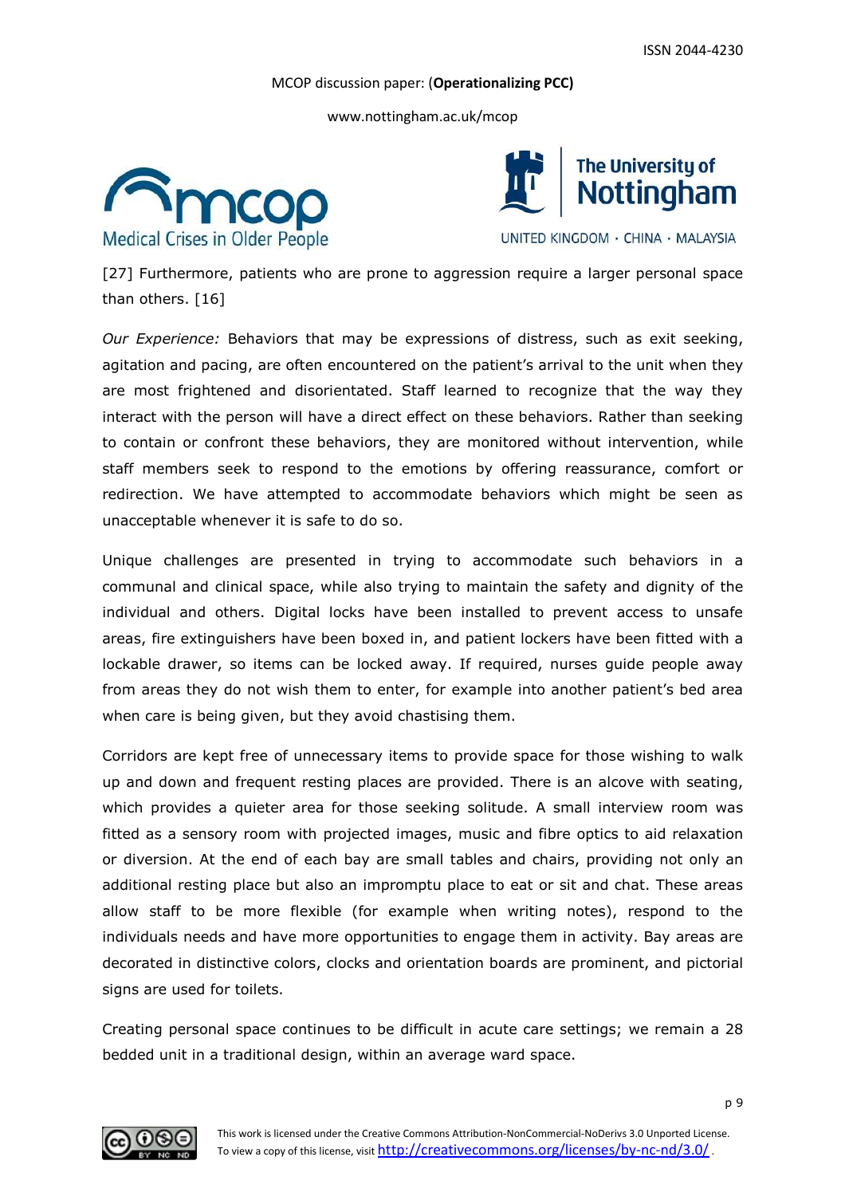[27] Furthermore, patients who are prone to aggression require a larger personal space than others. [16]

*Our Experience:* Behaviors that may be expressions of distress, such as exit seeking, agitation and pacing, are often encountered on the patient's arrival to the unit when they are most frightened and disorientated. Staff learned to recognize that the way they interact with the person will have a direct effect on these behaviors. Rather than seeking to contain or confront these behaviors, they are monitored without intervention, while staff members seek to respond to the emotions by offering reassurance, comfort or redirection. We have attempted to accommodate behaviors which might be seen as unacceptable whenever it is safe to do so.

Unique challenges are presented in trying to accommodate such behaviors in a communal and clinical space, while also trying to maintain the safety and dignity of the individual and others. Digital locks have been installed to prevent access to unsafe areas, fire extinguishers have been boxed in, and patient lockers have been fitted with a lockable drawer, so items can be locked away. If required, nurses guide people away from areas they do not wish them to enter, for example into another patient's bed area when care is being given, but they avoid chastising them.

Corridors are kept free of unnecessary items to provide space for those wishing to walk up and down and frequent resting places are provided. There is an alcove with seating, which provides a quieter area for those seeking solitude. A small interview room was fitted as a sensory room with projected images, music and fibre optics to aid relaxation or diversion. At the end of each bay are small tables and chairs, providing not only an additional resting place but also an impromptu place to eat or sit and chat. These areas allow staff to be more flexible (for example when writing notes), respond to the individuals needs and have more opportunities to engage them in activity. Bay areas are decorated in distinctive colors, clocks and orientation boards are prominent, and pictorial signs are used for toilets.

Creating personal space continues to be difficult in acute care settings; we remain a 28 bedded unit in a traditional design, within an average ward space.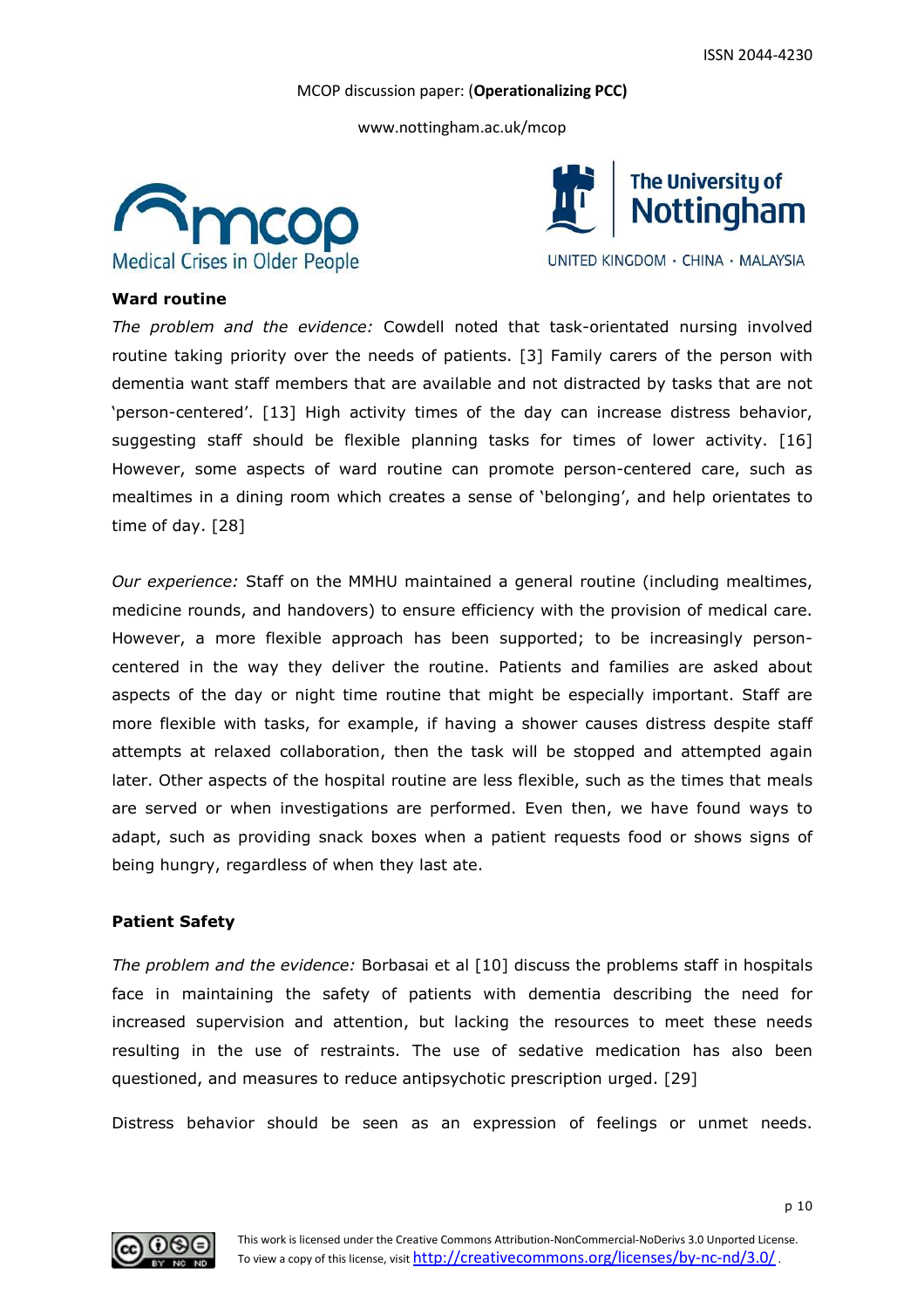**Ward routine**

*The problem and the evidence:* Cowdell noted that task-orientated nursing involved routine taking priority over the needs of patients. [3] Family carers of the person with dementia want staff members that are available and not distracted by tasks that are not 'person-centered'. [13] High activity times of the day can increase distress behavior, suggesting staff should be flexible planning tasks for times of lower activity. [16] However, some aspects of ward routine can promote person-centered care, such as mealtimes in a dining room which creates a sense of 'belonging', and help orientates to time of day. [28]

*Our experience:* Staff on the MMHU maintained a general routine (including mealtimes, medicine rounds, and handovers) to ensure efficiency with the provision of medical care. However, a more flexible approach has been supported; to be increasingly person-centered in the way they deliver the routine. Patients and families are asked about aspects of the day or night time routine that might be especially important. Staff are more flexible with tasks, for example, if having a shower causes distress despite staff attempts at relaxed collaboration, then the task will be stopped and attempted again later. Other aspects of the hospital routine are less flexible, such as the times that meals are served or when investigations are performed. Even then, we have found ways to adapt, such as providing snack boxes when a patient requests food or shows signs of being hungry, regardless of when they last ate.

**Patient Safety**

*The problem and the evidence:* Borbasai et al [10] discuss the problems staff in hospitals face in maintaining the safety of patients with dementia describing the need for increased supervision and attention, but lacking the resources to meet these needs resulting in the use of restraints. The use of sedative medication has also been questioned, and measures to reduce antipsychotic prescription urged. [29]

Distress behavior should be seen as an expression of feelings or unmet needs.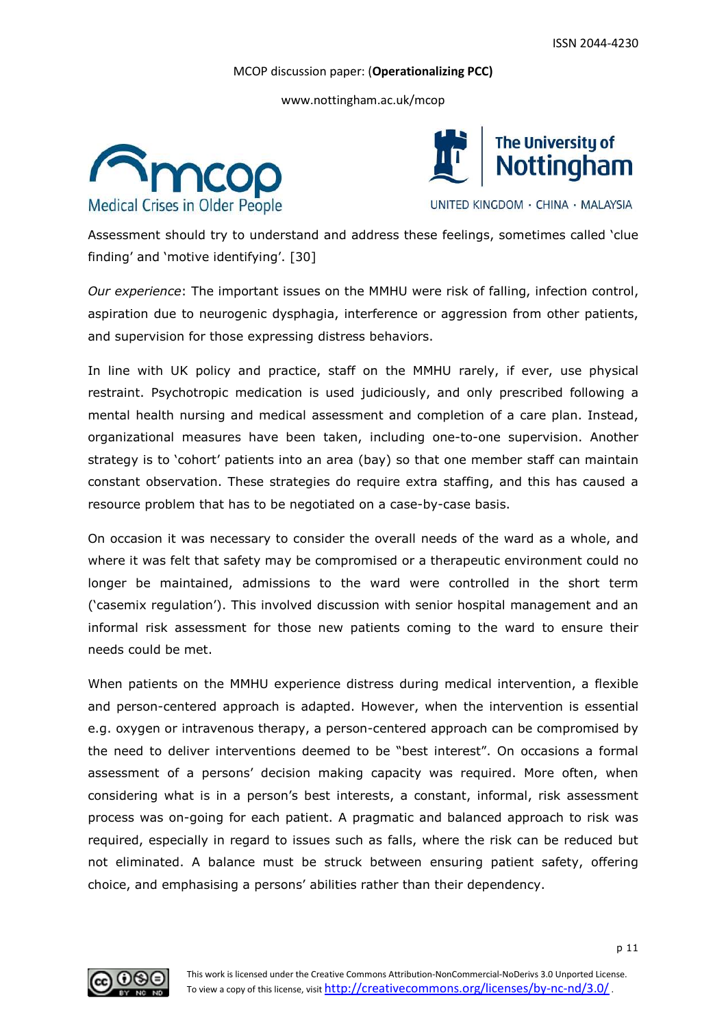Assessment should try to understand and address these feelings, sometimes called 'clue finding' and 'motive identifying'. [30]

*Our experience*: The important issues on the MMHU were risk of falling, infection control, aspiration due to neurogenic dysphagia, interference or aggression from other patients, and supervision for those expressing distress behaviors.

In line with UK policy and practice, staff on the MMHU rarely, if ever, use physical restraint. Psychotropic medication is used judiciously, and only prescribed following a mental health nursing and medical assessment and completion of a care plan. Instead, organizational measures have been taken, including one-to-one supervision. Another strategy is to 'cohort' patients into an area (bay) so that one member staff can maintain constant observation. These strategies do require extra staffing, and this has caused a resource problem that has to be negotiated on a case-by-case basis.

On occasion it was necessary to consider the overall needs of the ward as a whole, and where it was felt that safety may be compromised or a therapeutic environment could no longer be maintained, admissions to the ward were controlled in the short term ('casemix regulation'). This involved discussion with senior hospital management and an informal risk assessment for those new patients coming to the ward to ensure their needs could be met.

When patients on the MMHU experience distress during medical intervention, a flexible and person-centered approach is adapted. However, when the intervention is essential e.g. oxygen or intravenous therapy, a person-centered approach can be compromised by the need to deliver interventions deemed to be "best interest". On occasions a formal assessment of a persons' decision making capacity was required. More often, when considering what is in a person's best interests, a constant, informal, risk assessment process was on-going for each patient. A pragmatic and balanced approach to risk was required, especially in regard to issues such as falls, where the risk can be reduced but not eliminated. A balance must be struck between ensuring patient safety, offering choice, and emphasising a persons' abilities rather than their dependency.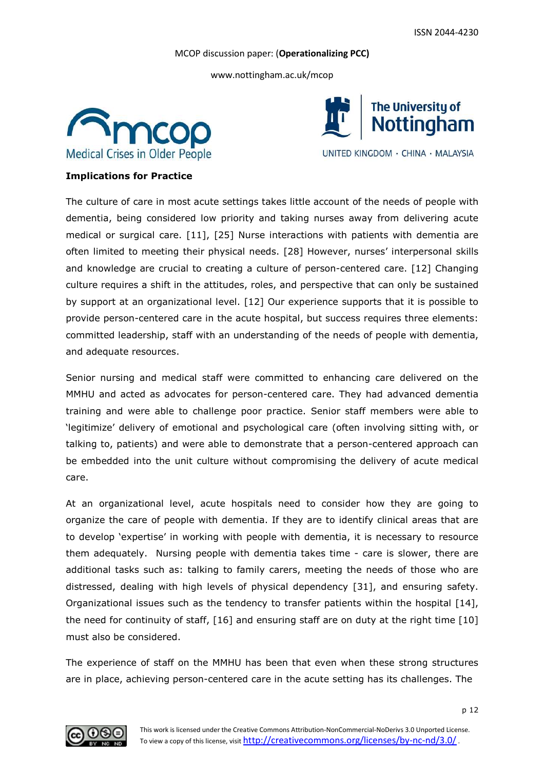**Implications for Practice**

The culture of care in most acute settings takes little account of the needs of people with dementia, being considered low priority and taking nurses away from delivering acute medical or surgical care. [11], [25] Nurse interactions with patients with dementia are often limited to meeting their physical needs. [28] However, nurses' interpersonal skills and knowledge are crucial to creating a culture of person-centered care. [12] Changing culture requires a shift in the attitudes, roles, and perspective that can only be sustained by support at an organizational level. [12] Our experience supports that it is possible to provide person-centered care in the acute hospital, but success requires three elements: committed leadership, staff with an understanding of the needs of people with dementia, and adequate resources.

Senior nursing and medical staff were committed to enhancing care delivered on the MMHU and acted as advocates for person-centered care. They had advanced dementia training and were able to challenge poor practice. Senior staff members were able to 'legitimize' delivery of emotional and psychological care (often involving sitting with, or talking to, patients) and were able to demonstrate that a person-centered approach can be embedded into the unit culture without compromising the delivery of acute medical care.

At an organizational level, acute hospitals need to consider how they are going to organize the care of people with dementia. If they are to identify clinical areas that are to develop 'expertise' in working with people with dementia, it is necessary to resource them adequately. Nursing people with dementia takes time - care is slower, there are additional tasks such as: talking to family carers, meeting the needs of those who are distressed, dealing with high levels of physical dependency [31], and ensuring safety. Organizational issues such as the tendency to transfer patients within the hospital [14], the need for continuity of staff, [16] and ensuring staff are on duty at the right time [10] must also be considered.

The experience of staff on the MMHU has been that even when these strong structures are in place, achieving person-centered care in the acute setting has its challenges. The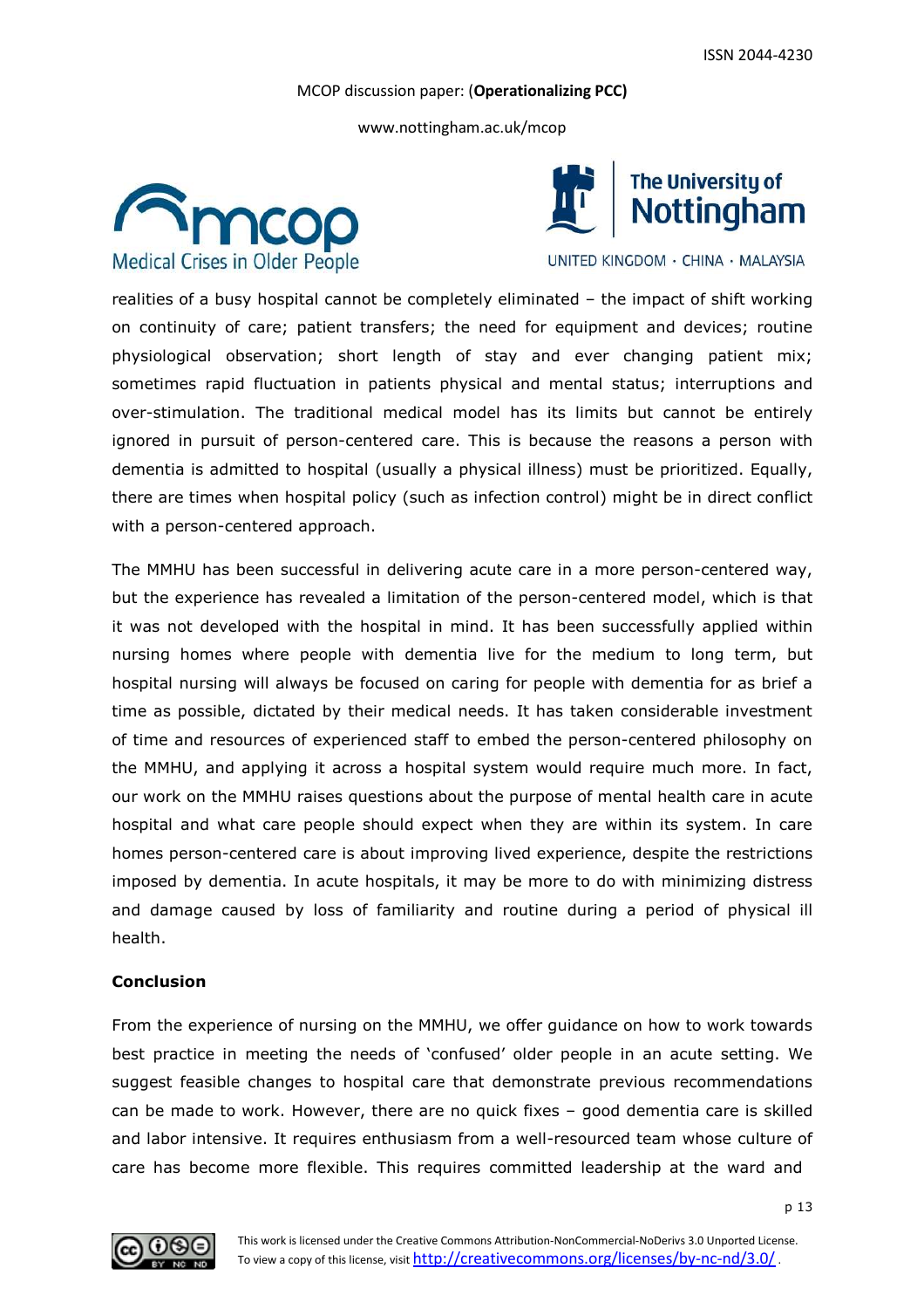realities of a busy hospital cannot be completely eliminated – the impact of shift working on continuity of care; patient transfers; the need for equipment and devices; routine physiological observation; short length of stay and ever changing patient mix; sometimes rapid fluctuation in patients physical and mental status; interruptions and over-stimulation. The traditional medical model has its limits but cannot be entirely ignored in pursuit of person-centered care. This is because the reasons a person with dementia is admitted to hospital (usually a physical illness) must be prioritized. Equally, there are times when hospital policy (such as infection control) might be in direct conflict with a person-centered approach.

The MMHU has been successful in delivering acute care in a more person-centered way, but the experience has revealed a limitation of the person-centered model, which is that it was not developed with the hospital in mind. It has been successfully applied within nursing homes where people with dementia live for the medium to long term, but hospital nursing will always be focused on caring for people with dementia for as brief a time as possible, dictated by their medical needs. It has taken considerable investment of time and resources of experienced staff to embed the person-centered philosophy on the MMHU, and applying it across a hospital system would require much more. In fact, our work on the MMHU raises questions about the purpose of mental health care in acute hospital and what care people should expect when they are within its system. In care homes person-centered care is about improving lived experience, despite the restrictions imposed by dementia. In acute hospitals, it may be more to do with minimizing distress and damage caused by loss of familiarity and routine during a period of physical ill health.

**Conclusion**

From the experience of nursing on the MMHU, we offer guidance on how to work towards best practice in meeting the needs of 'confused' older people in an acute setting. We suggest feasible changes to hospital care that demonstrate previous recommendations can be made to work. However, there are no quick fixes – good dementia care is skilled and labor intensive. It requires enthusiasm from a well-resourced team whose culture of care has become more flexible. This requires committed leadership at the ward and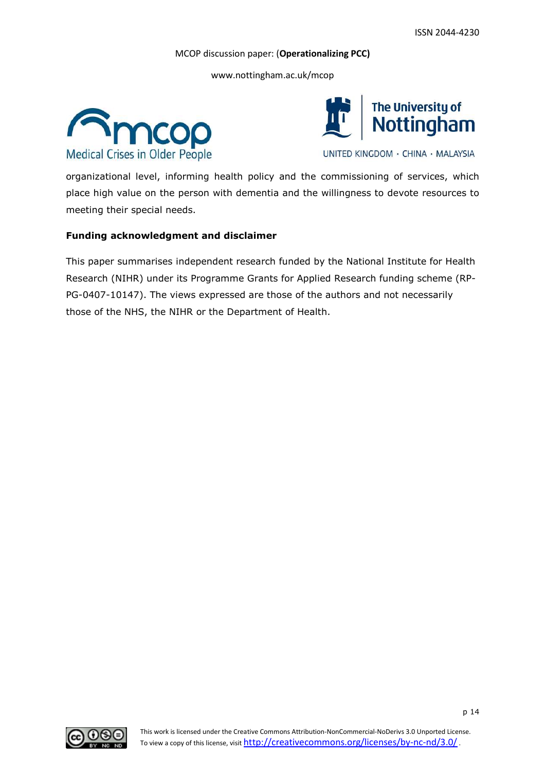organizational level, informing health policy and the commissioning of services, which place high value on the person with dementia and the willingness to devote resources to meeting their special needs.

**Funding acknowledgment and disclaimer**

This paper summarises independent research funded by the National Institute for Health Research (NIHR) under its Programme Grants for Applied Research funding scheme (RP-PG-0407-10147). The views expressed are those of the authors and not necessarily those of the NHS, the NIHR or the Department of Health.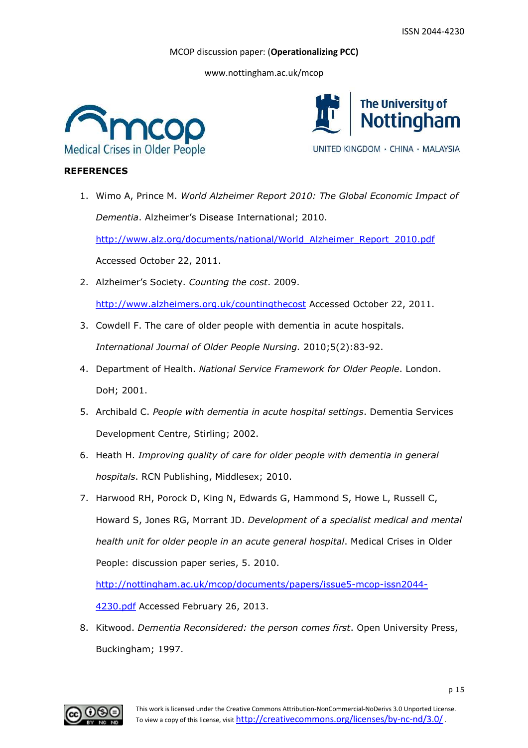## REFERENCES

1. Wimo A, Prince M. *World Alzheimer Report 2010: The Global Economic Impact of Dementia*. Alzheimer's Disease International; 2010. http://www.alz.org/documents/national/World_Alzheimer_Report_2010.pdf Accessed October 22, 2011.
2. Alzheimer's Society. *Counting the cost*. 2009. http://www.alzheimers.org.uk/countingthecost Accessed October 22, 2011.
3. Cowdell F. The care of older people with dementia in acute hospitals. *International Journal of Older People Nursing.* 2010;5(2):83-92.
4. Department of Health. *National Service Framework for Older People*. London. DoH; 2001.
5. Archibald C. *People with dementia in acute hospital settings*. Dementia Services Development Centre, Stirling; 2002.
6. Heath H. *Improving quality of care for older people with dementia in general hospitals*. RCN Publishing, Middlesex; 2010.
7. Harwood RH, Porock D, King N, Edwards G, Hammond S, Howe L, Russell C, Howard S, Jones RG, Morrant JD. *Development of a specialist medical and mental health unit for older people in an acute general hospital*. Medical Crises in Older People: discussion paper series, 5. 2010. http://nottingham.ac.uk/mcop/documents/papers/issue5-mcop-issn2044-4230.pdf Accessed February 26, 2013.
8. Kitwood. *Dementia Reconsidered: the person comes first*. Open University Press, Buckingham; 1997.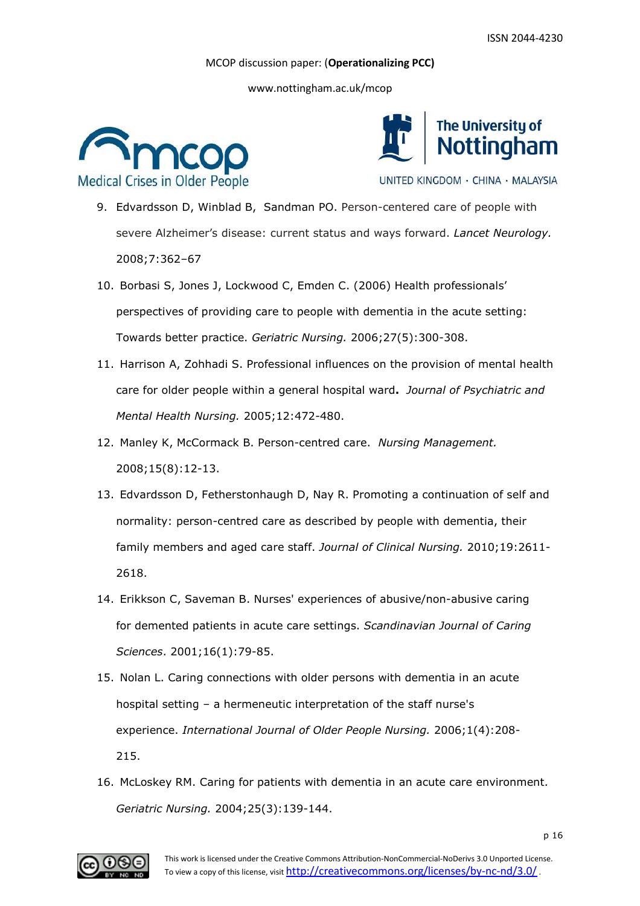9. Edvardsson D, Winblad B, Sandman PO. Person-centered care of people with severe Alzheimer's disease: current status and ways forward. *Lancet Neurology.* 2008;7:362–67
10. Borbasi S, Jones J, Lockwood C, Emden C. (2006) Health professionals' perspectives of providing care to people with dementia in the acute setting: Towards better practice. *Geriatric Nursing.* 2006;27(5):300-308.
11. Harrison A, Zohhadi S. Professional influences on the provision of mental health care for older people within a general hospital ward**.** *Journal of Psychiatric and Mental Health Nursing.* 2005;12:472-480.
12. Manley K, McCormack B. Person-centred care. *Nursing Management.* 2008;15(8):12-13.
13. Edvardsson D, Fetherstonhaugh D, Nay R. Promoting a continuation of self and normality: person-centred care as described by people with dementia, their family members and aged care staff. *Journal of Clinical Nursing.* 2010;19:2611-2618.
14. Erikkson C, Saveman B. Nurses' experiences of abusive/non-abusive caring for demented patients in acute care settings. *Scandinavian Journal of Caring Sciences*. 2001;16(1):79-85.
15. Nolan L. Caring connections with older persons with dementia in an acute hospital setting – a hermeneutic interpretation of the staff nurse's experience. *International Journal of Older People Nursing.* 2006;1(4):208-215.
16. McLoskey RM. Caring for patients with dementia in an acute care environment. *Geriatric Nursing.* 2004;25(3):139-144.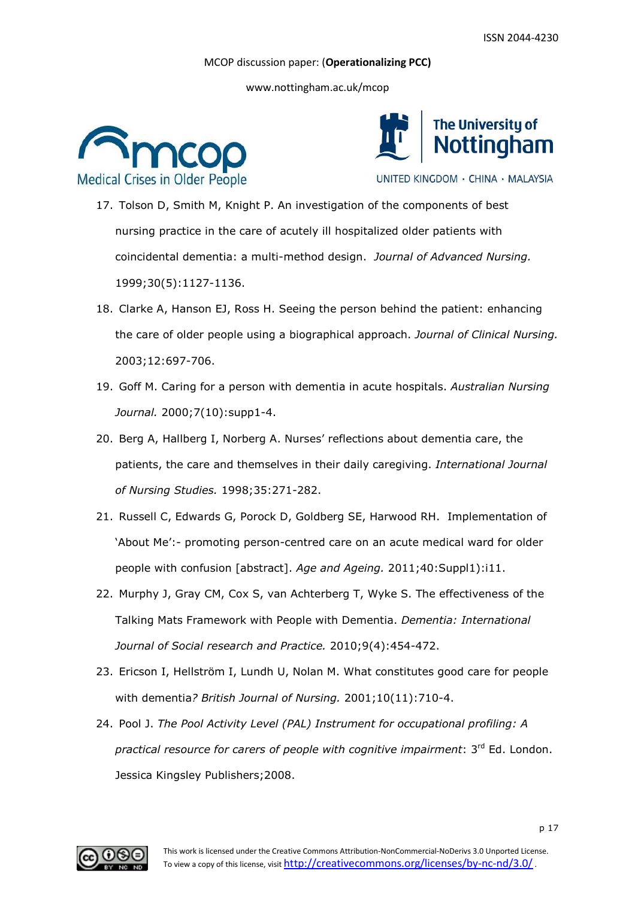17. Tolson D, Smith M, Knight P. An investigation of the components of best nursing practice in the care of acutely ill hospitalized older patients with coincidental dementia: a multi-method design. *Journal of Advanced Nursing.* 1999;30(5):1127-1136.

18. Clarke A, Hanson EJ, Ross H. Seeing the person behind the patient: enhancing the care of older people using a biographical approach. *Journal of Clinical Nursing.* 2003;12:697-706.

19. Goff M. Caring for a person with dementia in acute hospitals. *Australian Nursing Journal.* 2000;7(10):supp1-4.

20. Berg A, Hallberg I, Norberg A. Nurses' reflections about dementia care, the patients, the care and themselves in their daily caregiving. *International Journal of Nursing Studies.* 1998;35:271-282.

21. Russell C, Edwards G, Porock D, Goldberg SE, Harwood RH. Implementation of 'About Me':- promoting person-centred care on an acute medical ward for older people with confusion [abstract]. *Age and Ageing.* 2011;40:Suppl1):i11.

22. Murphy J, Gray CM, Cox S, van Achterberg T, Wyke S. The effectiveness of the Talking Mats Framework with People with Dementia. *Dementia: International Journal of Social research and Practice.* 2010;9(4):454-472.

23. Ericson I, Hellström I, Lundh U, Nolan M. What constitutes good care for people with dementia*? British Journal of Nursing.* 2001;10(11):710-4.

24. Pool J. *The Pool Activity Level (PAL) Instrument for occupational profiling: A practical resource for carers of people with cognitive impairment*: 3rd Ed. London. Jessica Kingsley Publishers;2008.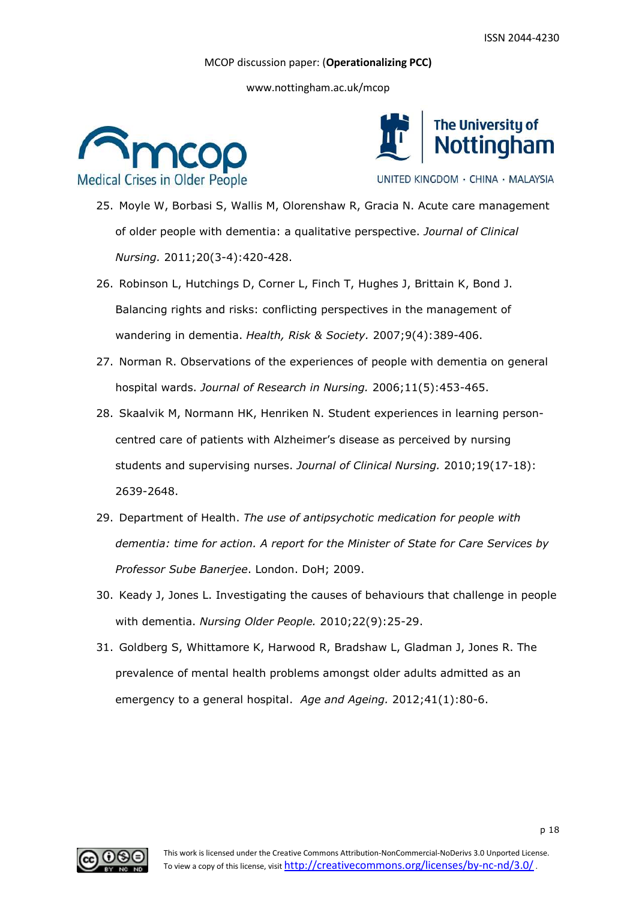25. Moyle W, Borbasi S, Wallis M, Olorenshaw R, Gracia N. Acute care management of older people with dementia: a qualitative perspective. *Journal of Clinical Nursing.* 2011;20(3-4):420-428.
26. Robinson L, Hutchings D, Corner L, Finch T, Hughes J, Brittain K, Bond J. Balancing rights and risks: conflicting perspectives in the management of wandering in dementia. *Health, Risk & Society.* 2007;9(4):389-406.
27. Norman R. Observations of the experiences of people with dementia on general hospital wards. *Journal of Research in Nursing.* 2006;11(5):453-465.
28. Skaalvik M, Normann HK, Henriken N. Student experiences in learning person-centred care of patients with Alzheimer's disease as perceived by nursing students and supervising nurses. *Journal of Clinical Nursing.* 2010;19(17-18): 2639-2648.
29. Department of Health. *The use of antipsychotic medication for people with dementia: time for action. A report for the Minister of State for Care Services by Professor Sube Banerjee*. London. DoH; 2009.
30. Keady J, Jones L. Investigating the causes of behaviours that challenge in people with dementia. *Nursing Older People.* 2010;22(9):25-29.
31. Goldberg S, Whittamore K, Harwood R, Bradshaw L, Gladman J, Jones R. The prevalence of mental health problems amongst older adults admitted as an emergency to a general hospital. *Age and Ageing.* 2012;41(1):80-6.